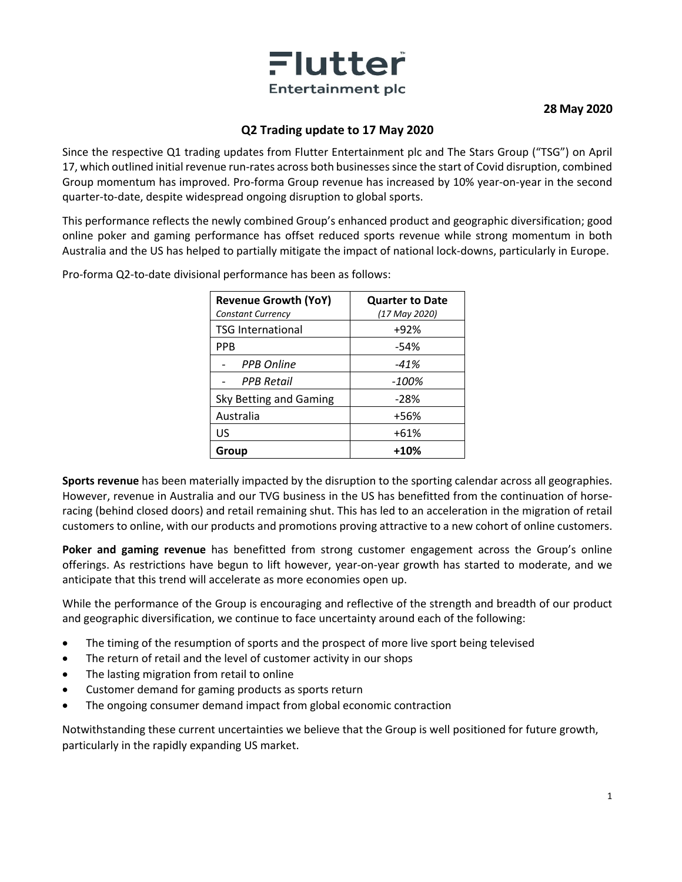**Flutter Entertainment plc**

**28 May 2020**

## Q2 Trading update to 17 May 2020

Since the respective Q1 trading updates from Flutter Entertainment plc and The Stars Group ("TSG") on April 17, which outlined initial revenue run-rates across both businesses since the start of Covid disruption, combined Group momentum has improved. Pro-forma Group revenue has increased by 10% year-on-year in the second quarter-to-date, despite widespread ongoing disruption to global sports.

This performance reflects the newly combined Group's enhanced product and geographic diversification; good online poker and gaming performance has offset reduced sports revenue while strong momentum in both Australia and the US has helped to partially mitigate the impact of national lock-downs, particularly in Europe.

Pro-forma Q2-to-date divisional performance has been as follows:

| **Revenue Growth (YoY)** *Constant Currency* | **Quarter to Date** *(17 May 2020)* |
|---|---|
| TSG International | +92% |
| PPB | -54% |
| - *PPB Online* | *-41%* |
| - *PPB Retail* | *-100%* |
| Sky Betting and Gaming | -28% |
| Australia | +56% |
| US | +61% |
| **Group** | **+10%** |

**Sports revenue** has been materially impacted by the disruption to the sporting calendar across all geographies. However, revenue in Australia and our TVG business in the US has benefitted from the continuation of horse-racing (behind closed doors) and retail remaining shut. This has led to an acceleration in the migration of retail customers to online, with our products and promotions proving attractive to a new cohort of online customers.

**Poker and gaming revenue** has benefitted from strong customer engagement across the Group's online offerings. As restrictions have begun to lift however, year-on-year growth has started to moderate, and we anticipate that this trend will accelerate as more economies open up.

While the performance of the Group is encouraging and reflective of the strength and breadth of our product and geographic diversification, we continue to face uncertainty around each of the following:

- The timing of the resumption of sports and the prospect of more live sport being televised
- The return of retail and the level of customer activity in our shops
- The lasting migration from retail to online
- Customer demand for gaming products as sports return
- The ongoing consumer demand impact from global economic contraction

Notwithstanding these current uncertainties we believe that the Group is well positioned for future growth, particularly in the rapidly expanding US market.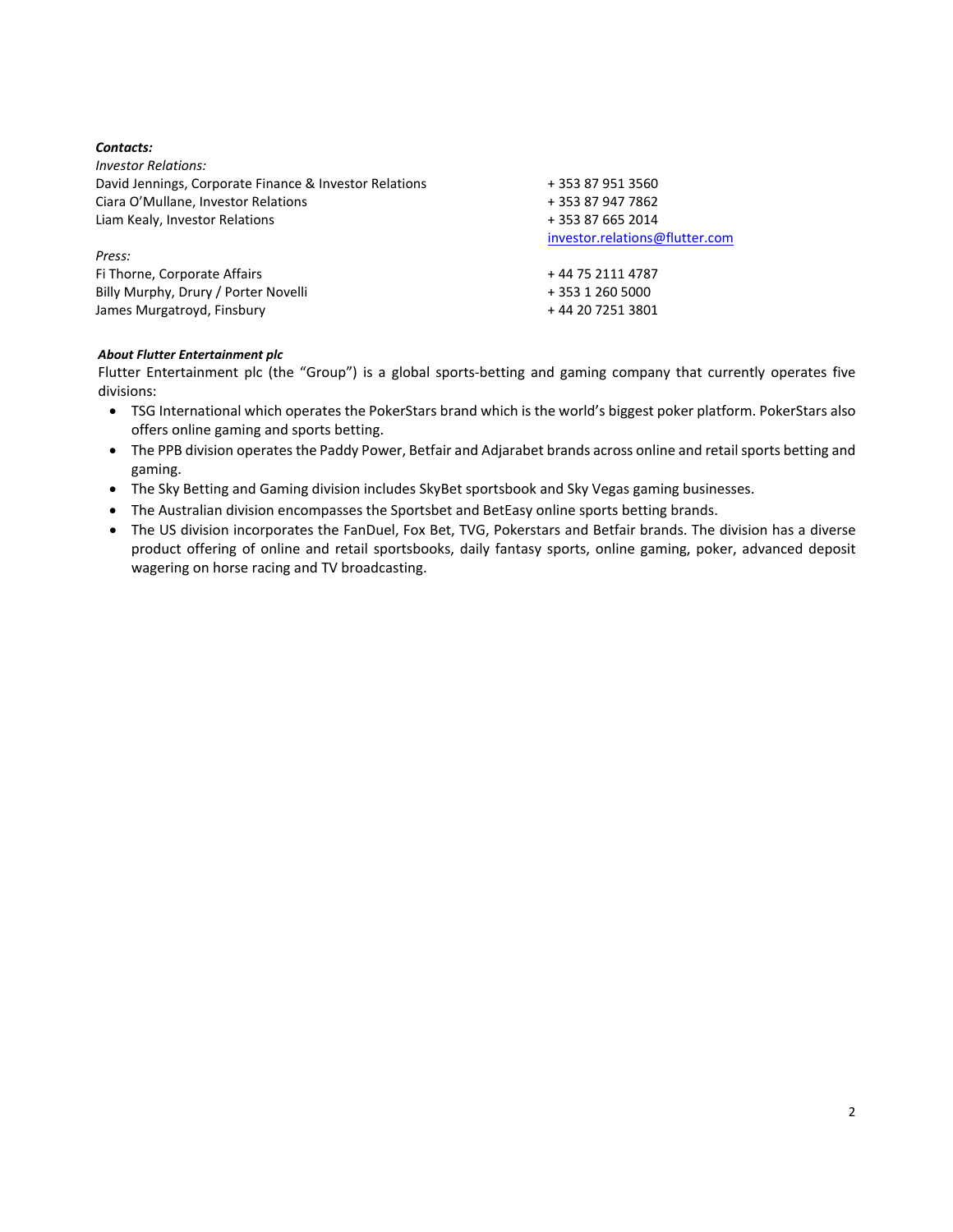***Contacts:***

*Investor Relations:*

| | |
|---|---|
| David Jennings, Corporate Finance & Investor Relations | + 353 87 951 3560 |
| Ciara O'Mullane, Investor Relations | + 353 87 947 7862 |
| Liam Kealy, Investor Relations | + 353 87 665 2014 |
| | investor.relations@flutter.com |

*Press:*

| | |
|---|---|
| Fi Thorne, Corporate Affairs | + 44 75 2111 4787 |
| Billy Murphy, Drury / Porter Novelli | + 353 1 260 5000 |
| James Murgatroyd, Finsbury | + 44 20 7251 3801 |

***About Flutter Entertainment plc***

Flutter Entertainment plc (the "Group") is a global sports-betting and gaming company that currently operates five divisions:

- TSG International which operates the PokerStars brand which is the world's biggest poker platform. PokerStars also offers online gaming and sports betting.
- The PPB division operates the Paddy Power, Betfair and Adjarabet brands across online and retail sports betting and gaming.
- The Sky Betting and Gaming division includes SkyBet sportsbook and Sky Vegas gaming businesses.
- The Australian division encompasses the Sportsbet and BetEasy online sports betting brands.
- The US division incorporates the FanDuel, Fox Bet, TVG, Pokerstars and Betfair brands. The division has a diverse product offering of online and retail sportsbooks, daily fantasy sports, online gaming, poker, advanced deposit wagering on horse racing and TV broadcasting.